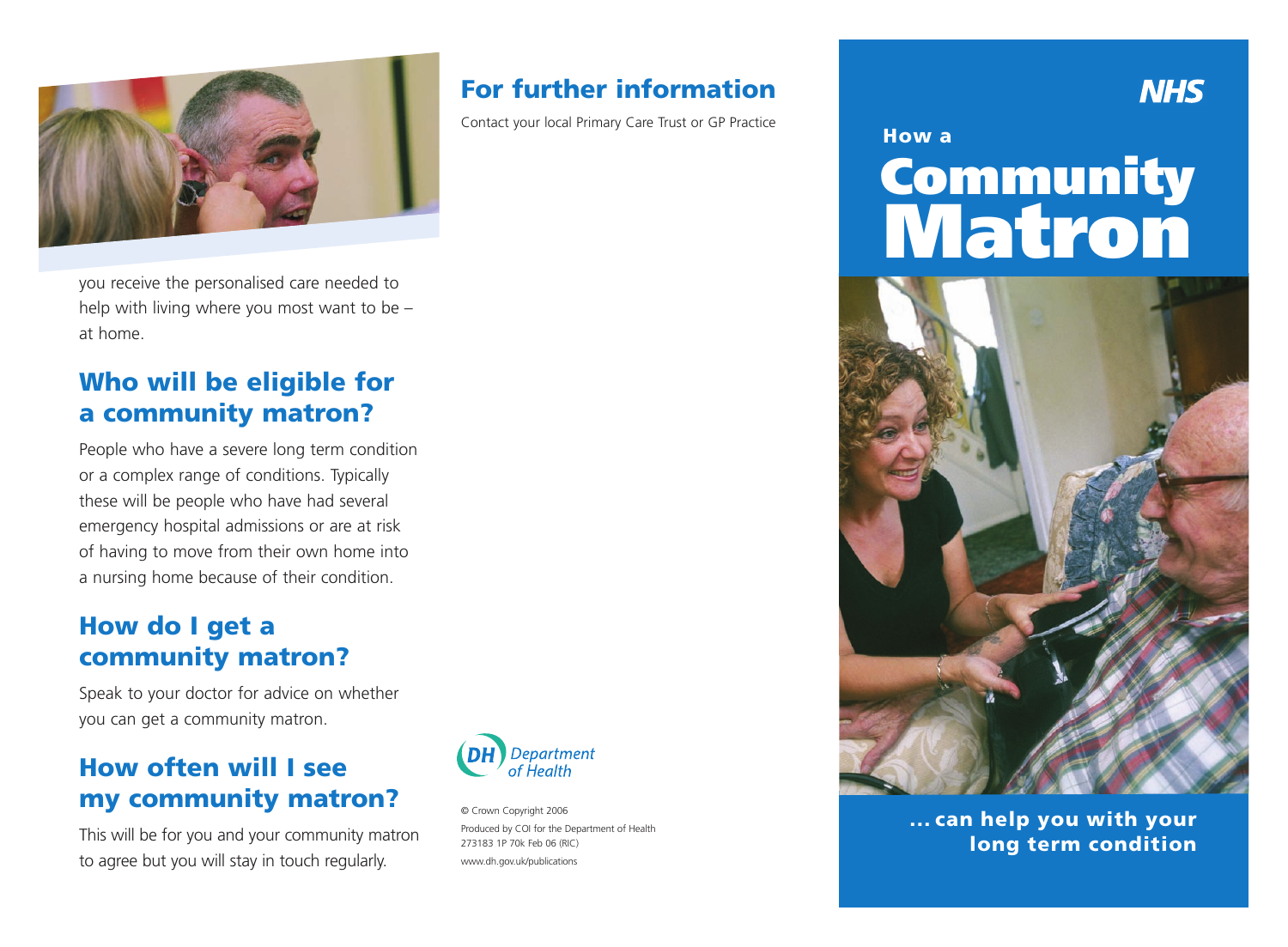you receive the personalised care needed to help with living where you most want to be – at home.

## Who will be eligible for a community matron?

People who have a severe long term condition or a complex range of conditions. Typically these will be people who have had several emergency hospital admissions or are at risk of having to move from their own home into a nursing home because of their condition.

## How do I get a community matron?

Speak to your doctor for advice on whether you can get a community matron.

## How often will I see my community matron?

This will be for you and your community matron to agree but you will stay in touch regularly.

## For further information

Contact your local Primary Care Trust or GP Practice

DH Department of Health

© Crown Copyright 2006
Produced by COI for the Department of Health
273183 1P 70k Feb 06 (RIC)
www.dh.gov.uk/publications

NHS

# How a Community Matron

**... can help you with your long term condition**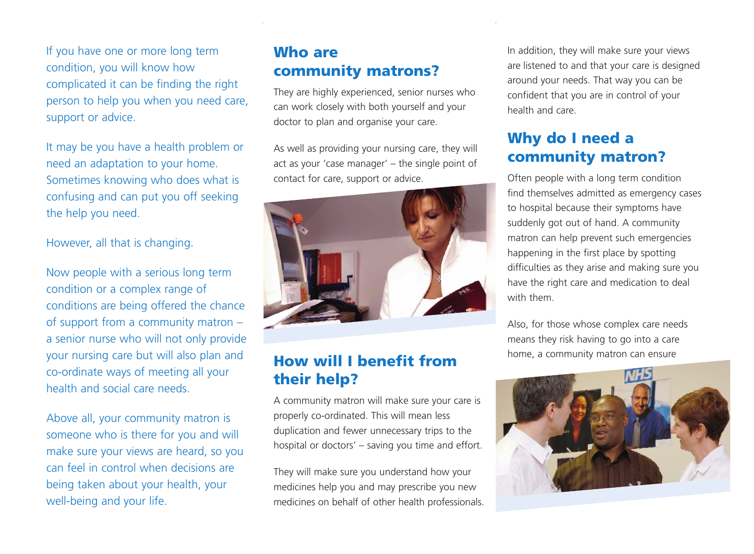If you have one or more long term condition, you will know how complicated it can be finding the right person to help you when you need care, support or advice.

It may be you have a health problem or need an adaptation to your home. Sometimes knowing who does what is confusing and can put you off seeking the help you need.

However, all that is changing.

Now people with a serious long term condition or a complex range of conditions are being offered the chance of support from a community matron – a senior nurse who will not only provide your nursing care but will also plan and co-ordinate ways of meeting all your health and social care needs.

Above all, your community matron is someone who is there for you and will make sure your views are heard, so you can feel in control when decisions are being taken about your health, your well-being and your life.

## Who are community matrons?

They are highly experienced, senior nurses who can work closely with both yourself and your doctor to plan and organise your care.

As well as providing your nursing care, they will act as your 'case manager' – the single point of contact for care, support or advice.

## How will I benefit from their help?

A community matron will make sure your care is properly co-ordinated. This will mean less duplication and fewer unnecessary trips to the hospital or doctors' – saving you time and effort.

They will make sure you understand how your medicines help you and may prescribe you new medicines on behalf of other health professionals.

In addition, they will make sure your views are listened to and that your care is designed around your needs. That way you can be confident that you are in control of your health and care.

## Why do I need a community matron?

Often people with a long term condition find themselves admitted as emergency cases to hospital because their symptoms have suddenly got out of hand. A community matron can help prevent such emergencies happening in the first place by spotting difficulties as they arise and making sure you have the right care and medication to deal with them.

Also, for those whose complex care needs means they risk having to go into a care home, a community matron can ensure